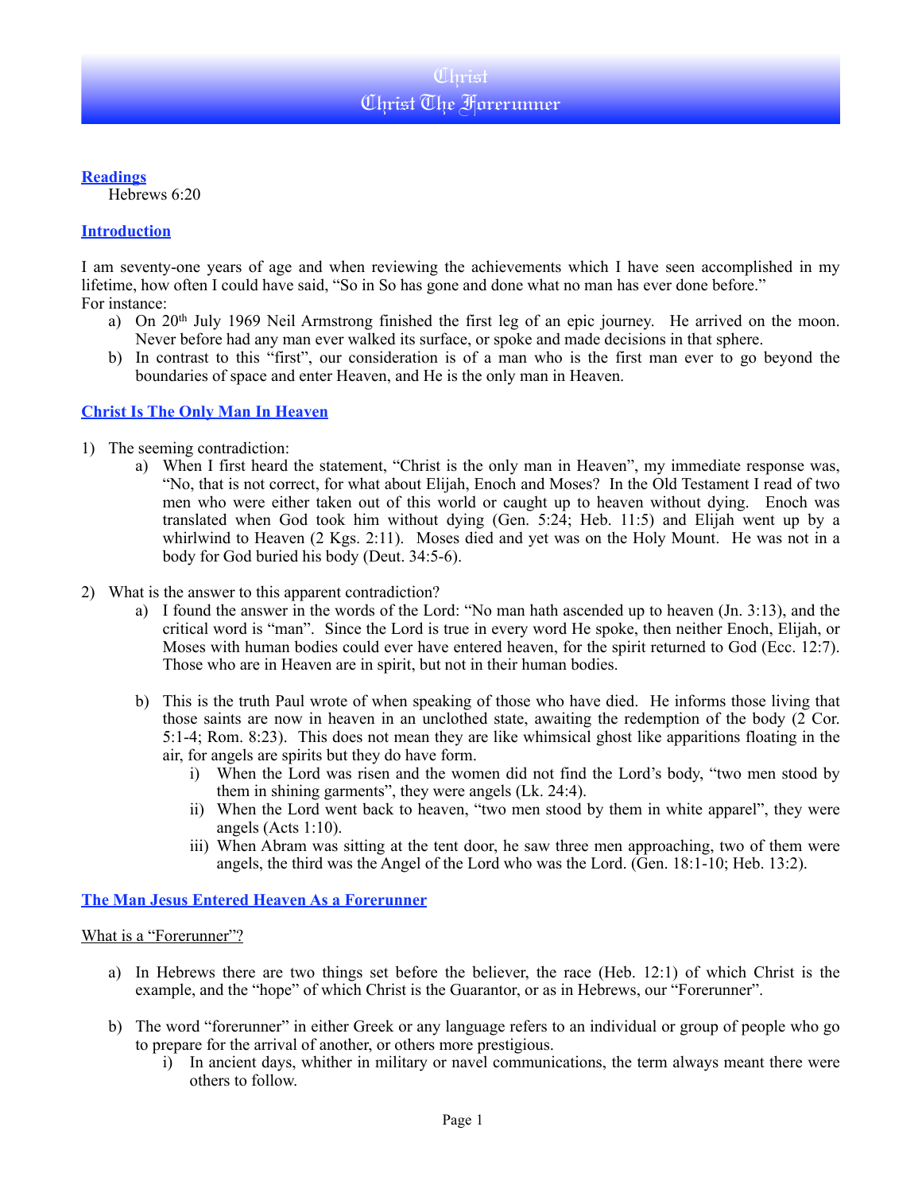# Christ
# Christ The Forerunner

## Readings

Hebrews 6:20

## Introduction

I am seventy-one years of age and when reviewing the achievements which I have seen accomplished in my lifetime, how often I could have said, "So in So has gone and done what no man has ever done before."
For instance:

a) On 20th July 1969 Neil Armstrong finished the first leg of an epic journey. He arrived on the moon. Never before had any man ever walked its surface, or spoke and made decisions in that sphere.
b) In contrast to this "first", our consideration is of a man who is the first man ever to go beyond the boundaries of space and enter Heaven, and He is the only man in Heaven.

## Christ Is The Only Man In Heaven

1) The seeming contradiction:
   a) When I first heard the statement, "Christ is the only man in Heaven", my immediate response was, "No, that is not correct, for what about Elijah, Enoch and Moses? In the Old Testament I read of two men who were either taken out of this world or caught up to heaven without dying. Enoch was translated when God took him without dying (Gen. 5:24; Heb. 11:5) and Elijah went up by a whirlwind to Heaven (2 Kgs. 2:11). Moses died and yet was on the Holy Mount. He was not in a body for God buried his body (Deut. 34:5-6).

2) What is the answer to this apparent contradiction?
   a) I found the answer in the words of the Lord: "No man hath ascended up to heaven (Jn. 3:13), and the critical word is "man". Since the Lord is true in every word He spoke, then neither Enoch, Elijah, or Moses with human bodies could ever have entered heaven, for the spirit returned to God (Ecc. 12:7). Those who are in Heaven are in spirit, but not in their human bodies.

   b) This is the truth Paul wrote of when speaking of those who have died. He informs those living that those saints are now in heaven in an unclothed state, awaiting the redemption of the body (2 Cor. 5:1-4; Rom. 8:23). This does not mean they are like whimsical ghost like apparitions floating in the air, for angels are spirits but they do have form.
      i) When the Lord was risen and the women did not find the Lord's body, "two men stood by them in shining garments", they were angels (Lk. 24:4).
      ii) When the Lord went back to heaven, "two men stood by them in white apparel", they were angels (Acts 1:10).
      iii) When Abram was sitting at the tent door, he saw three men approaching, two of them were angels, the third was the Angel of the Lord who was the Lord. (Gen. 18:1-10; Heb. 13:2).

## The Man Jesus Entered Heaven As a Forerunner

What is a "Forerunner"?

a) In Hebrews there are two things set before the believer, the race (Heb. 12:1) of which Christ is the example, and the "hope" of which Christ is the Guarantor, or as in Hebrews, our "Forerunner".

b) The word "forerunner" in either Greek or any language refers to an individual or group of people who go to prepare for the arrival of another, or others more prestigious.
   i) In ancient days, whither in military or navel communications, the term always meant there were others to follow.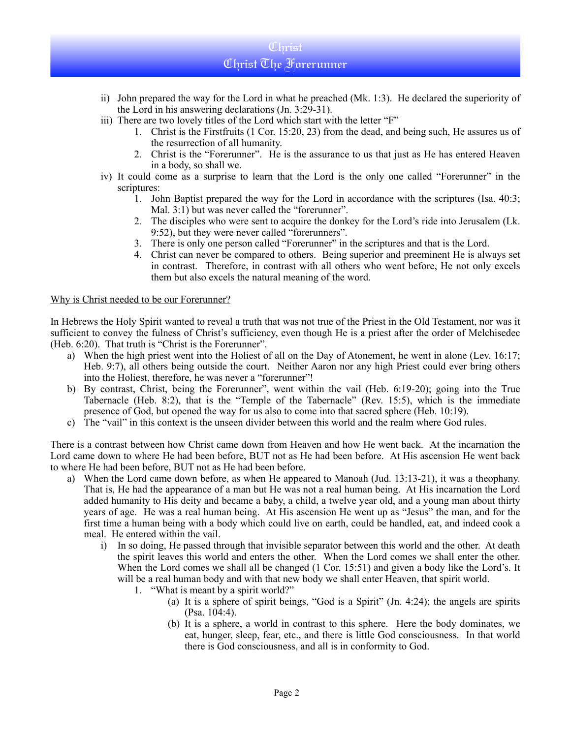ii) John prepared the way for the Lord in what he preached (Mk. 1:3). He declared the superiority of the Lord in his answering declarations (Jn. 3:29-31).

iii) There are two lovely titles of the Lord which start with the letter "F"

1. Christ is the Firstfruits (1 Cor. 15:20, 23) from the dead, and being such, He assures us of the resurrection of all humanity.
2. Christ is the "Forerunner". He is the assurance to us that just as He has entered Heaven in a body, so shall we.

iv) It could come as a surprise to learn that the Lord is the only one called "Forerunner" in the scriptures:

1. John Baptist prepared the way for the Lord in accordance with the scriptures (Isa. 40:3; Mal. 3:1) but was never called the "forerunner".
2. The disciples who were sent to acquire the donkey for the Lord's ride into Jerusalem (Lk. 9:52), but they were never called "forerunners".
3. There is only one person called "Forerunner" in the scriptures and that is the Lord.
4. Christ can never be compared to others. Being superior and preeminent He is always set in contrast. Therefore, in contrast with all others who went before, He not only excels them but also excels the natural meaning of the word.

<u>Why is Christ needed to be our Forerunner?</u>

In Hebrews the Holy Spirit wanted to reveal a truth that was not true of the Priest in the Old Testament, nor was it sufficient to convey the fulness of Christ's sufficiency, even though He is a priest after the order of Melchisedec (Heb. 6:20). That truth is "Christ is the Forerunner".

a) When the high priest went into the Holiest of all on the Day of Atonement, he went in alone (Lev. 16:17; Heb. 9:7), all others being outside the court. Neither Aaron nor any high Priest could ever bring others into the Holiest, therefore, he was never a "forerunner"!
b) By contrast, Christ, being the Forerunner", went within the vail (Heb. 6:19-20); going into the True Tabernacle (Heb. 8:2), that is the "Temple of the Tabernacle" (Rev. 15:5), which is the immediate presence of God, but opened the way for us also to come into that sacred sphere (Heb. 10:19).
c) The "vail" in this context is the unseen divider between this world and the realm where God rules.

There is a contrast between how Christ came down from Heaven and how He went back. At the incarnation the Lord came down to where He had been before, BUT not as He had been before. At His ascension He went back to where He had been before, BUT not as He had been before.

a) When the Lord came down before, as when He appeared to Manoah (Jud. 13:13-21), it was a theophany. That is, He had the appearance of a man but He was not a real human being. At His incarnation the Lord added humanity to His deity and became a baby, a child, a twelve year old, and a young man about thirty years of age. He was a real human being. At His ascension He went up as "Jesus" the man, and for the first time a human being with a body which could live on earth, could be handled, eat, and indeed cook a meal. He entered within the vail.
    i) In so doing, He passed through that invisible separator between this world and the other. At death the spirit leaves this world and enters the other. When the Lord comes we shall enter the other. When the Lord comes we shall all be changed (1 Cor. 15:51) and given a body like the Lord's. It will be a real human body and with that new body we shall enter Heaven, that spirit world.
        1. "What is meant by a spirit world?"
            (a) It is a sphere of spirit beings, "God is a Spirit" (Jn. 4:24); the angels are spirits (Psa. 104:4).
            (b) It is a sphere, a world in contrast to this sphere. Here the body dominates, we eat, hunger, sleep, fear, etc., and there is little God consciousness. In that world there is God consciousness, and all is in conformity to God.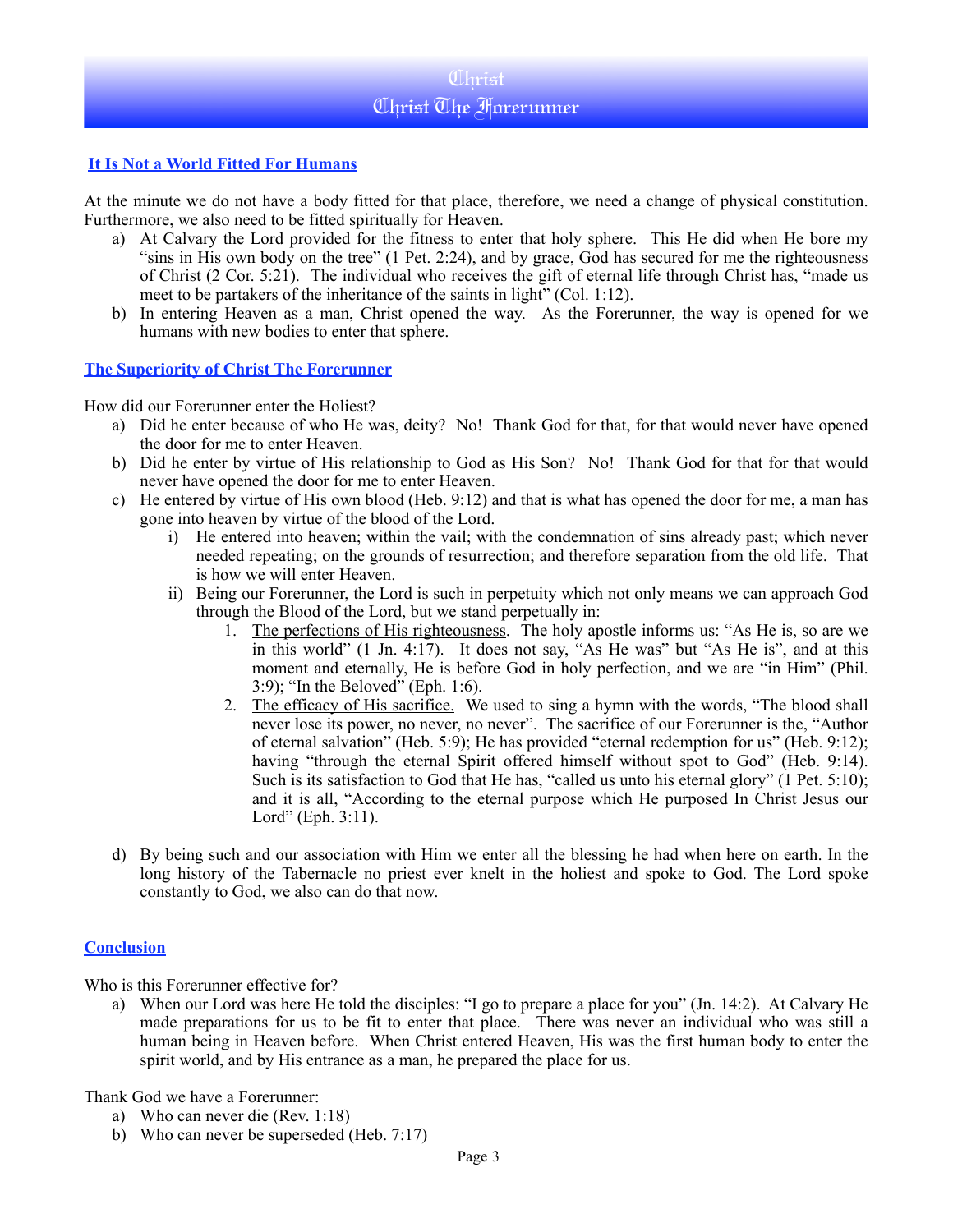## It Is Not a World Fitted For Humans

At the minute we do not have a body fitted for that place, therefore, we need a change of physical constitution. Furthermore, we also need to be fitted spiritually for Heaven.

a) At Calvary the Lord provided for the fitness to enter that holy sphere. This He did when He bore my "sins in His own body on the tree" (1 Pet. 2:24), and by grace, God has secured for me the righteousness of Christ (2 Cor. 5:21). The individual who receives the gift of eternal life through Christ has, "made us meet to be partakers of the inheritance of the saints in light" (Col. 1:12).
b) In entering Heaven as a man, Christ opened the way. As the Forerunner, the way is opened for we humans with new bodies to enter that sphere.

## The Superiority of Christ The Forerunner

How did our Forerunner enter the Holiest?

a) Did he enter because of who He was, deity? No! Thank God for that, for that would never have opened the door for me to enter Heaven.
b) Did he enter by virtue of His relationship to God as His Son? No! Thank God for that for that would never have opened the door for me to enter Heaven.
c) He entered by virtue of His own blood (Heb. 9:12) and that is what has opened the door for me, a man has gone into heaven by virtue of the blood of the Lord.
    i) He entered into heaven; within the vail; with the condemnation of sins already past; which never needed repeating; on the grounds of resurrection; and therefore separation from the old life. That is how we will enter Heaven.
    ii) Being our Forerunner, the Lord is such in perpetuity which not only means we can approach God through the Blood of the Lord, but we stand perpetually in:
        1. The perfections of His righteousness. The holy apostle informs us: "As He is, so are we in this world" (1 Jn. 4:17). It does not say, "As He was" but "As He is", and at this moment and eternally, He is before God in holy perfection, and we are "in Him" (Phil. 3:9); "In the Beloved" (Eph. 1:6).
        2. The efficacy of His sacrifice. We used to sing a hymn with the words, "The blood shall never lose its power, no never, no never". The sacrifice of our Forerunner is the, "Author of eternal salvation" (Heb. 5:9); He has provided "eternal redemption for us" (Heb. 9:12); having "through the eternal Spirit offered himself without spot to God" (Heb. 9:14). Such is its satisfaction to God that He has, "called us unto his eternal glory" (1 Pet. 5:10); and it is all, "According to the eternal purpose which He purposed In Christ Jesus our Lord" (Eph. 3:11).
d) By being such and our association with Him we enter all the blessing he had when here on earth. In the long history of the Tabernacle no priest ever knelt in the holiest and spoke to God. The Lord spoke constantly to God, we also can do that now.

## Conclusion

Who is this Forerunner effective for?

a) When our Lord was here He told the disciples: "I go to prepare a place for you" (Jn. 14:2). At Calvary He made preparations for us to be fit to enter that place. There was never an individual who was still a human being in Heaven before. When Christ entered Heaven, His was the first human body to enter the spirit world, and by His entrance as a man, he prepared the place for us.

Thank God we have a Forerunner:

a) Who can never die (Rev. 1:18)
b) Who can never be superseded (Heb. 7:17)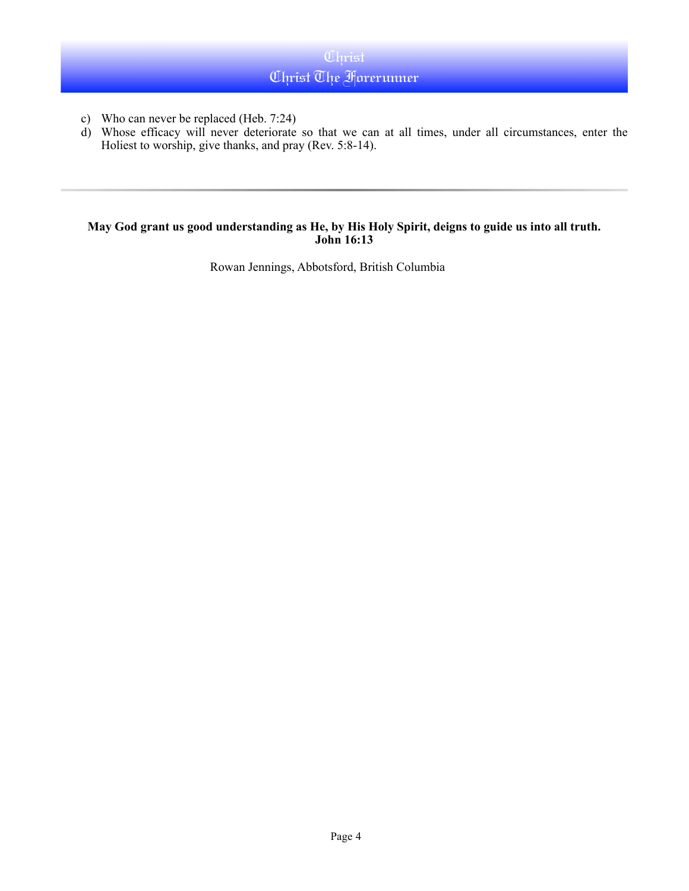c) Who can never be replaced (Heb. 7:24)
d) Whose efficacy will never deteriorate so that we can at all times, under all circumstances, enter the Holiest to worship, give thanks, and pray (Rev. 5:8-14).

---

**May God grant us good understanding as He, by His Holy Spirit, deigns to guide us into all truth. John 16:13**

Rowan Jennings, Abbotsford, British Columbia